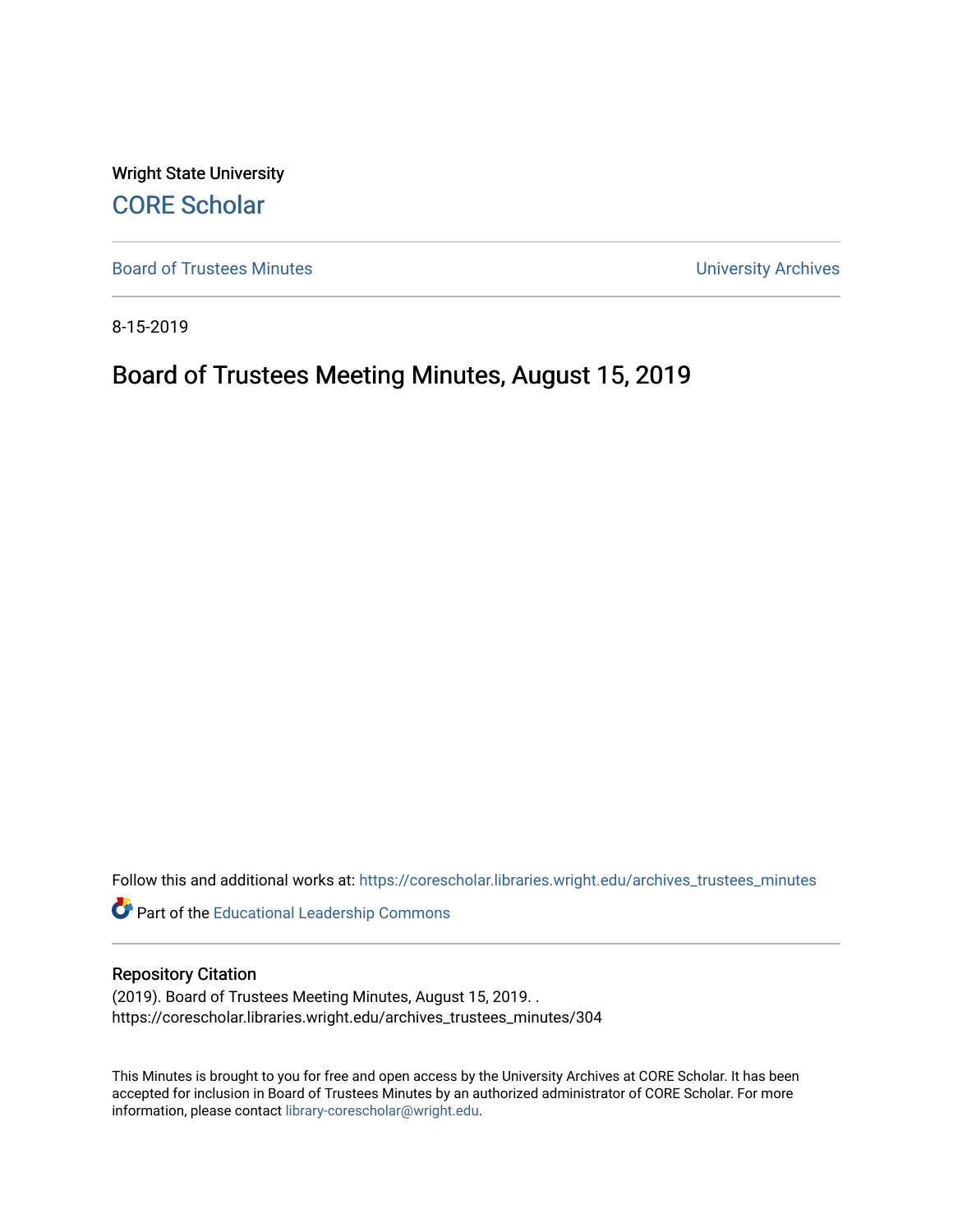Wright State University

CORE Scholar

Board of Trustees Minutes | University Archives

8-15-2019

# Board of Trustees Meeting Minutes, August 15, 2019

Follow this and additional works at: https://corescholar.libraries.wright.edu/archives_trustees_minutes

Part of the Educational Leadership Commons

## Repository Citation

(2019). Board of Trustees Meeting Minutes, August 15, 2019. .
https://corescholar.libraries.wright.edu/archives_trustees_minutes/304

This Minutes is brought to you for free and open access by the University Archives at CORE Scholar. It has been accepted for inclusion in Board of Trustees Minutes by an authorized administrator of CORE Scholar. For more information, please contact library-corescholar@wright.edu.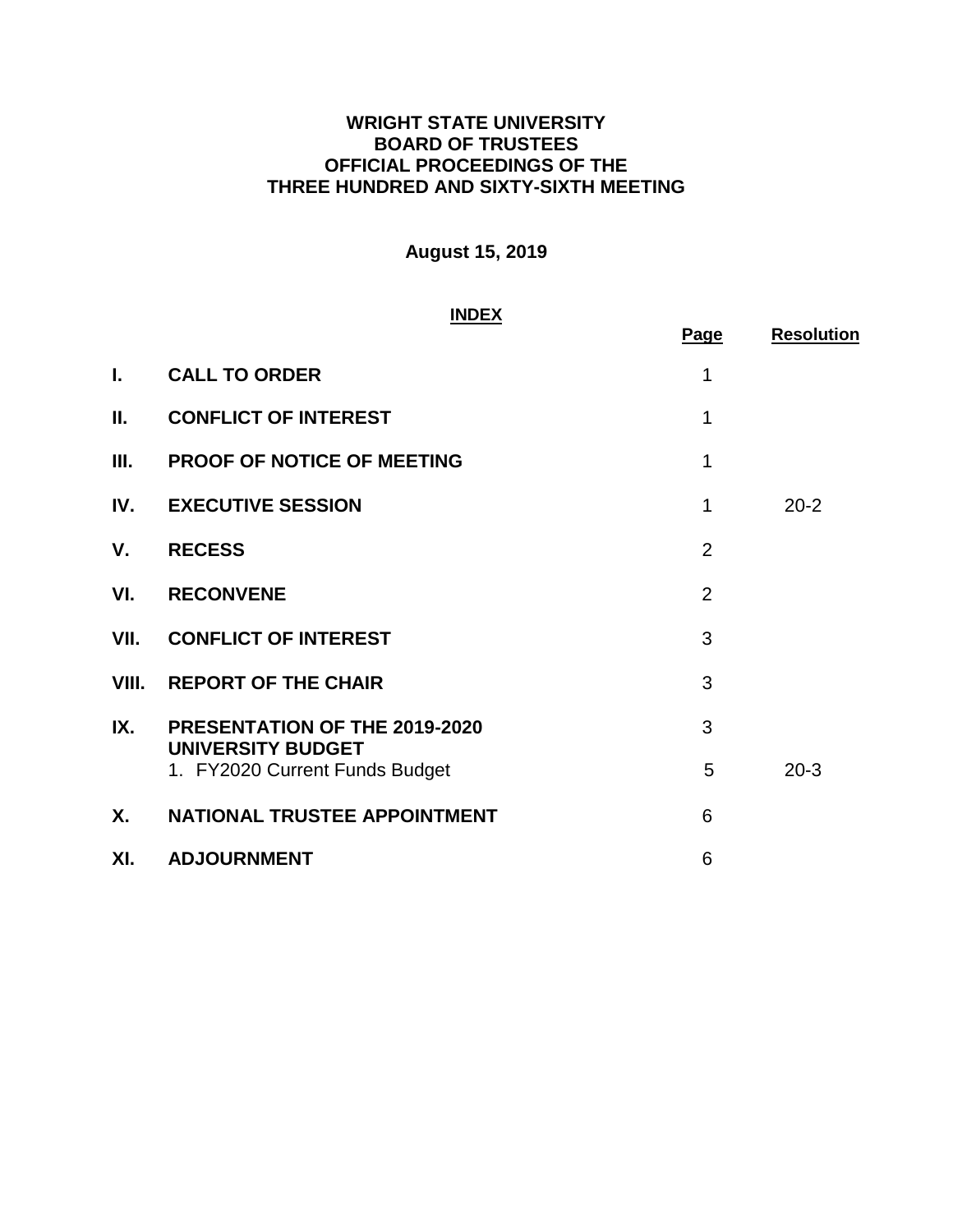# WRIGHT STATE UNIVERSITY
# BOARD OF TRUSTEES
# OFFICIAL PROCEEDINGS OF THE
# THREE HUNDRED AND SIXTY-SIXTH MEETING

**August 15, 2019**

**INDEX**

| | | Page | Resolution |
|---|---|---|---|
| **I.** | **CALL TO ORDER** | 1 | |
| **II.** | **CONFLICT OF INTEREST** | 1 | |
| **III.** | **PROOF OF NOTICE OF MEETING** | 1 | |
| **IV.** | **EXECUTIVE SESSION** | 1 | 20-2 |
| **V.** | **RECESS** | 2 | |
| **VI.** | **RECONVENE** | 2 | |
| **VII.** | **CONFLICT OF INTEREST** | 3 | |
| **VIII.** | **REPORT OF THE CHAIR** | 3 | |
| **IX.** | **PRESENTATION OF THE 2019-2020 UNIVERSITY BUDGET** | 3 | |
| | 1. FY2020 Current Funds Budget | 5 | 20-3 |
| **X.** | **NATIONAL TRUSTEE APPOINTMENT** | 6 | |
| **XI.** | **ADJOURNMENT** | 6 | |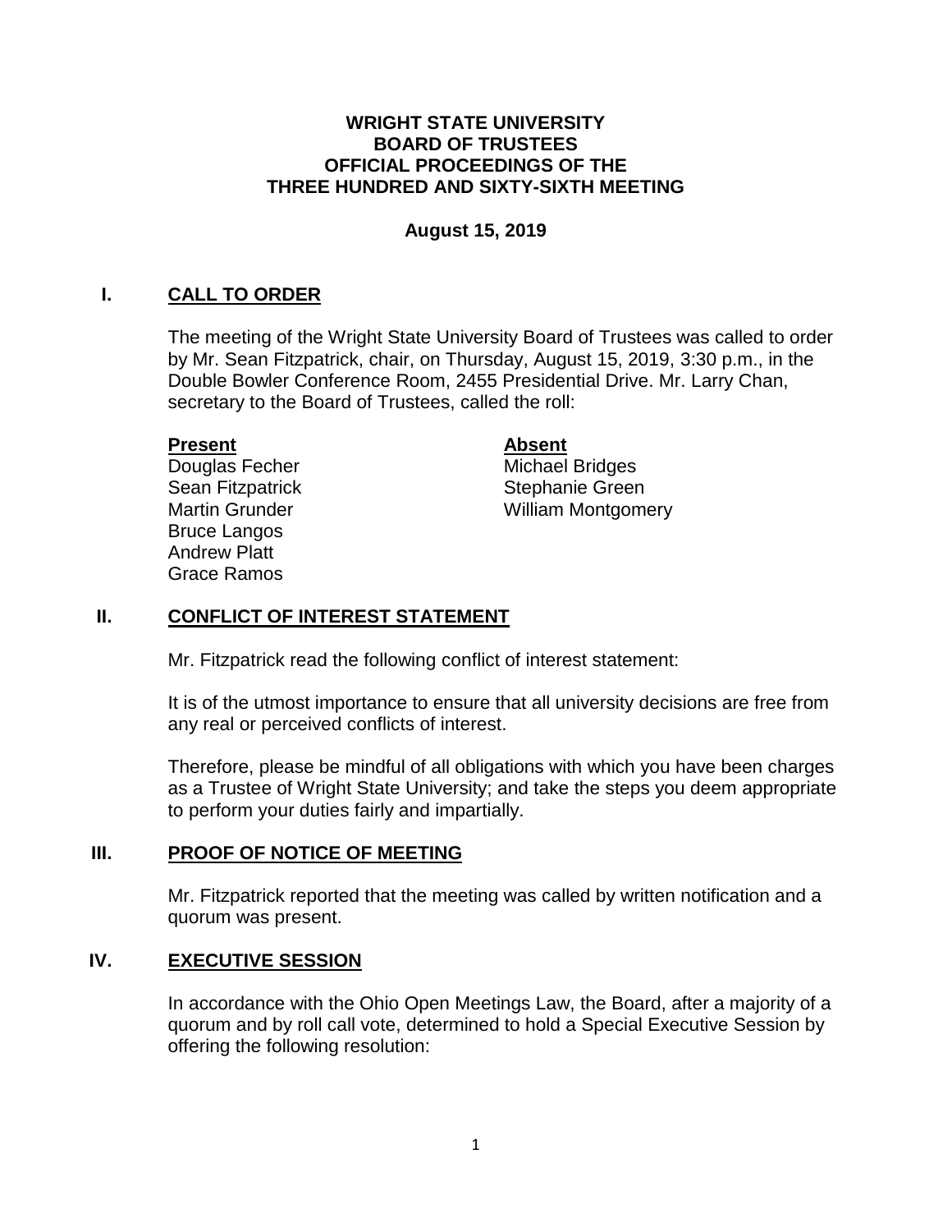**WRIGHT STATE UNIVERSITY**
**BOARD OF TRUSTEES**
**OFFICIAL PROCEEDINGS OF THE**
**THREE HUNDRED AND SIXTY-SIXTH MEETING**

**August 15, 2019**

## I. CALL TO ORDER

The meeting of the Wright State University Board of Trustees was called to order by Mr. Sean Fitzpatrick, chair, on Thursday, August 15, 2019, 3:30 p.m., in the Double Bowler Conference Room, 2455 Presidential Drive. Mr. Larry Chan, secretary to the Board of Trustees, called the roll:

| **Present** | **Absent** |
| --- | --- |
| Douglas Fecher | Michael Bridges |
| Sean Fitzpatrick | Stephanie Green |
| Martin Grunder | William Montgomery |
| Bruce Langos | |
| Andrew Platt | |
| Grace Ramos | |

## II. CONFLICT OF INTEREST STATEMENT

Mr. Fitzpatrick read the following conflict of interest statement:

It is of the utmost importance to ensure that all university decisions are free from any real or perceived conflicts of interest.

Therefore, please be mindful of all obligations with which you have been charges as a Trustee of Wright State University; and take the steps you deem appropriate to perform your duties fairly and impartially.

## III. PROOF OF NOTICE OF MEETING

Mr. Fitzpatrick reported that the meeting was called by written notification and a quorum was present.

## IV. EXECUTIVE SESSION

In accordance with the Ohio Open Meetings Law, the Board, after a majority of a quorum and by roll call vote, determined to hold a Special Executive Session by offering the following resolution: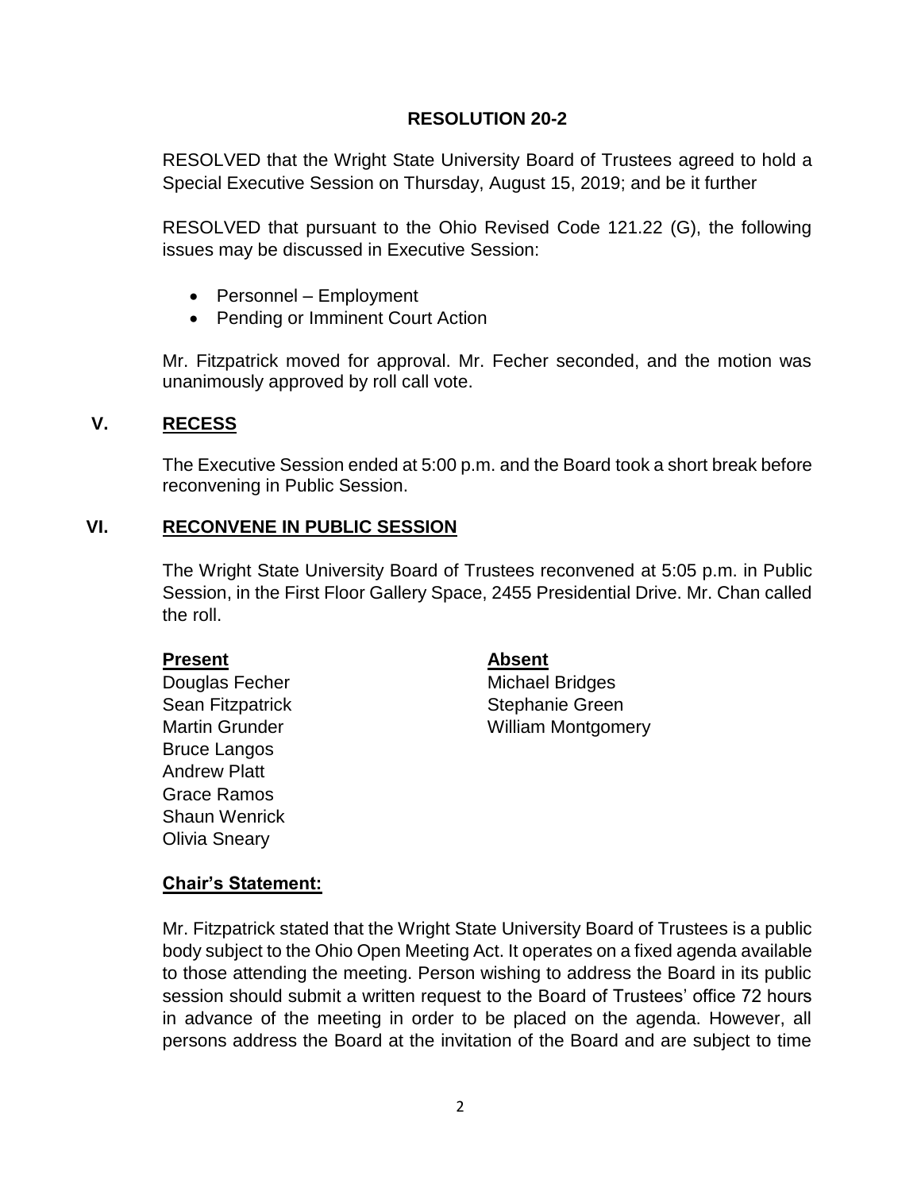### RESOLUTION 20-2

RESOLVED that the Wright State University Board of Trustees agreed to hold a Special Executive Session on Thursday, August 15, 2019; and be it further

RESOLVED that pursuant to the Ohio Revised Code 121.22 (G), the following issues may be discussed in Executive Session:

- Personnel – Employment
- Pending or Imminent Court Action

Mr. Fitzpatrick moved for approval. Mr. Fecher seconded, and the motion was unanimously approved by roll call vote.

## V. RECESS

The Executive Session ended at 5:00 p.m. and the Board took a short break before reconvening in Public Session.

## VI. RECONVENE IN PUBLIC SESSION

The Wright State University Board of Trustees reconvened at 5:05 p.m. in Public Session, in the First Floor Gallery Space, 2455 Presidential Drive. Mr. Chan called the roll.

| Present | Absent |
|---|---|
| Douglas Fecher | Michael Bridges |
| Sean Fitzpatrick | Stephanie Green |
| Martin Grunder | William Montgomery |
| Bruce Langos | |
| Andrew Platt | |
| Grace Ramos | |
| Shaun Wenrick | |
| Olivia Sneary | |

**Chair's Statement:**

Mr. Fitzpatrick stated that the Wright State University Board of Trustees is a public body subject to the Ohio Open Meeting Act. It operates on a fixed agenda available to those attending the meeting. Person wishing to address the Board in its public session should submit a written request to the Board of Trustees' office 72 hours in advance of the meeting in order to be placed on the agenda. However, all persons address the Board at the invitation of the Board and are subject to time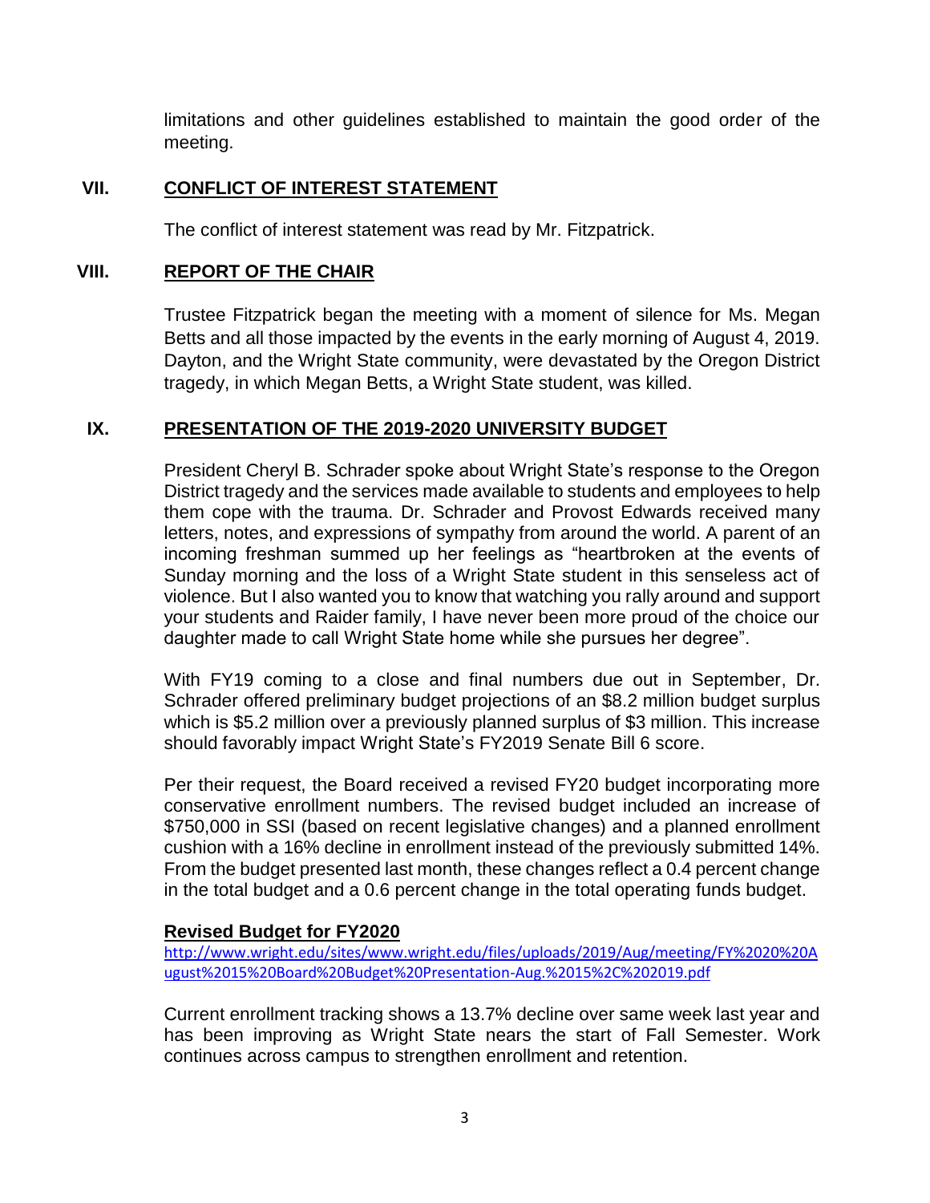limitations and other guidelines established to maintain the good order of the meeting.

## VII. CONFLICT OF INTEREST STATEMENT

The conflict of interest statement was read by Mr. Fitzpatrick.

## VIII. REPORT OF THE CHAIR

Trustee Fitzpatrick began the meeting with a moment of silence for Ms. Megan Betts and all those impacted by the events in the early morning of August 4, 2019. Dayton, and the Wright State community, were devastated by the Oregon District tragedy, in which Megan Betts, a Wright State student, was killed.

## IX. PRESENTATION OF THE 2019-2020 UNIVERSITY BUDGET

President Cheryl B. Schrader spoke about Wright State's response to the Oregon District tragedy and the services made available to students and employees to help them cope with the trauma. Dr. Schrader and Provost Edwards received many letters, notes, and expressions of sympathy from around the world. A parent of an incoming freshman summed up her feelings as "heartbroken at the events of Sunday morning and the loss of a Wright State student in this senseless act of violence. But I also wanted you to know that watching you rally around and support your students and Raider family, I have never been more proud of the choice our daughter made to call Wright State home while she pursues her degree".

With FY19 coming to a close and final numbers due out in September, Dr. Schrader offered preliminary budget projections of an $8.2 million budget surplus which is $5.2 million over a previously planned surplus of $3 million. This increase should favorably impact Wright State's FY2019 Senate Bill 6 score.

Per their request, the Board received a revised FY20 budget incorporating more conservative enrollment numbers. The revised budget included an increase of $750,000 in SSI (based on recent legislative changes) and a planned enrollment cushion with a 16% decline in enrollment instead of the previously submitted 14%. From the budget presented last month, these changes reflect a 0.4 percent change in the total budget and a 0.6 percent change in the total operating funds budget.

**Revised Budget for FY2020**

http://www.wright.edu/sites/www.wright.edu/files/uploads/2019/Aug/meeting/FY%2020%20August%2015%20Board%20Budget%20Presentation-Aug.%2015%2C%202019.pdf

Current enrollment tracking shows a 13.7% decline over same week last year and has been improving as Wright State nears the start of Fall Semester. Work continues across campus to strengthen enrollment and retention.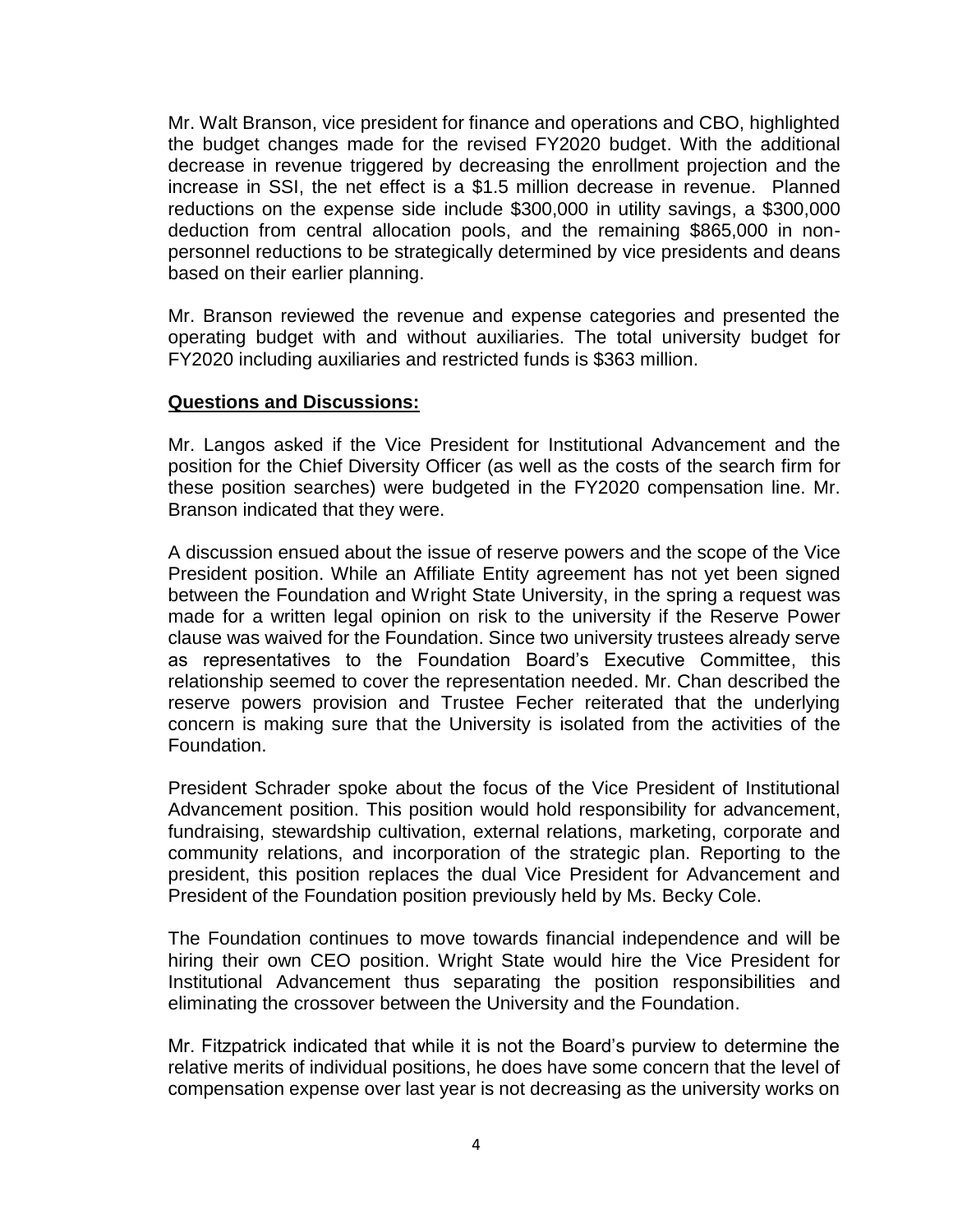Mr. Walt Branson, vice president for finance and operations and CBO, highlighted the budget changes made for the revised FY2020 budget. With the additional decrease in revenue triggered by decreasing the enrollment projection and the increase in SSI, the net effect is a $1.5 million decrease in revenue. Planned reductions on the expense side include $300,000 in utility savings, a $300,000 deduction from central allocation pools, and the remaining $865,000 in non-personnel reductions to be strategically determined by vice presidents and deans based on their earlier planning.

Mr. Branson reviewed the revenue and expense categories and presented the operating budget with and without auxiliaries. The total university budget for FY2020 including auxiliaries and restricted funds is $363 million.

**Questions and Discussions:**

Mr. Langos asked if the Vice President for Institutional Advancement and the position for the Chief Diversity Officer (as well as the costs of the search firm for these position searches) were budgeted in the FY2020 compensation line. Mr. Branson indicated that they were.

A discussion ensued about the issue of reserve powers and the scope of the Vice President position. While an Affiliate Entity agreement has not yet been signed between the Foundation and Wright State University, in the spring a request was made for a written legal opinion on risk to the university if the Reserve Power clause was waived for the Foundation. Since two university trustees already serve as representatives to the Foundation Board's Executive Committee, this relationship seemed to cover the representation needed. Mr. Chan described the reserve powers provision and Trustee Fecher reiterated that the underlying concern is making sure that the University is isolated from the activities of the Foundation.

President Schrader spoke about the focus of the Vice President of Institutional Advancement position. This position would hold responsibility for advancement, fundraising, stewardship cultivation, external relations, marketing, corporate and community relations, and incorporation of the strategic plan. Reporting to the president, this position replaces the dual Vice President for Advancement and President of the Foundation position previously held by Ms. Becky Cole.

The Foundation continues to move towards financial independence and will be hiring their own CEO position. Wright State would hire the Vice President for Institutional Advancement thus separating the position responsibilities and eliminating the crossover between the University and the Foundation.

Mr. Fitzpatrick indicated that while it is not the Board's purview to determine the relative merits of individual positions, he does have some concern that the level of compensation expense over last year is not decreasing as the university works on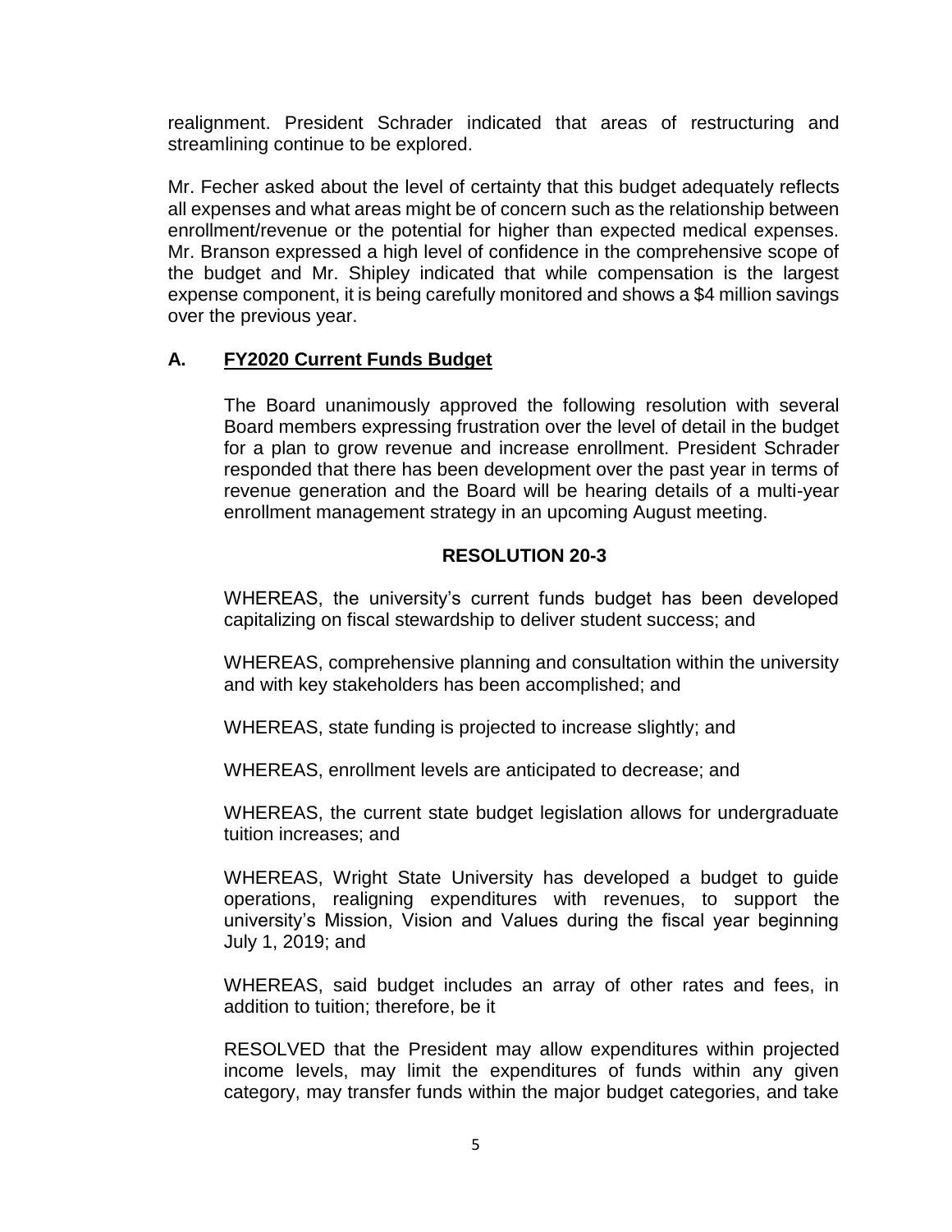realignment. President Schrader indicated that areas of restructuring and streamlining continue to be explored.

Mr. Fecher asked about the level of certainty that this budget adequately reflects all expenses and what areas might be of concern such as the relationship between enrollment/revenue or the potential for higher than expected medical expenses. Mr. Branson expressed a high level of confidence in the comprehensive scope of the budget and Mr. Shipley indicated that while compensation is the largest expense component, it is being carefully monitored and shows a $4 million savings over the previous year.

### A. FY2020 Current Funds Budget

The Board unanimously approved the following resolution with several Board members expressing frustration over the level of detail in the budget for a plan to grow revenue and increase enrollment. President Schrader responded that there has been development over the past year in terms of revenue generation and the Board will be hearing details of a multi-year enrollment management strategy in an upcoming August meeting.

**RESOLUTION 20-3**

WHEREAS, the university's current funds budget has been developed capitalizing on fiscal stewardship to deliver student success; and

WHEREAS, comprehensive planning and consultation within the university and with key stakeholders has been accomplished; and

WHEREAS, state funding is projected to increase slightly; and

WHEREAS, enrollment levels are anticipated to decrease; and

WHEREAS, the current state budget legislation allows for undergraduate tuition increases; and

WHEREAS, Wright State University has developed a budget to guide operations, realigning expenditures with revenues, to support the university's Mission, Vision and Values during the fiscal year beginning July 1, 2019; and

WHEREAS, said budget includes an array of other rates and fees, in addition to tuition; therefore, be it

RESOLVED that the President may allow expenditures within projected income levels, may limit the expenditures of funds within any given category, may transfer funds within the major budget categories, and take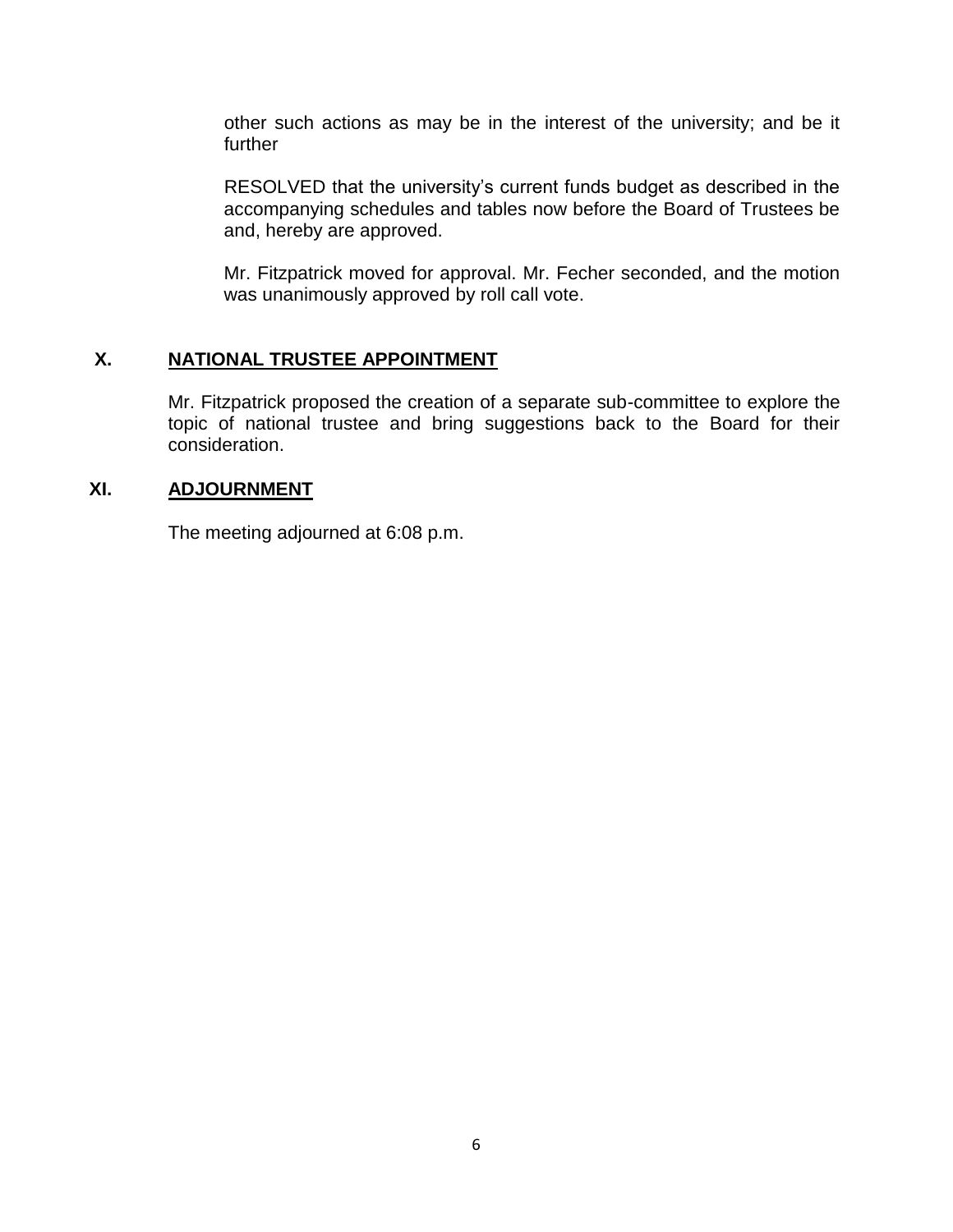other such actions as may be in the interest of the university; and be it further

RESOLVED that the university's current funds budget as described in the accompanying schedules and tables now before the Board of Trustees be and, hereby are approved.

Mr. Fitzpatrick moved for approval. Mr. Fecher seconded, and the motion was unanimously approved by roll call vote.

## X. NATIONAL TRUSTEE APPOINTMENT

Mr. Fitzpatrick proposed the creation of a separate sub-committee to explore the topic of national trustee and bring suggestions back to the Board for their consideration.

## XI. ADJOURNMENT

The meeting adjourned at 6:08 p.m.